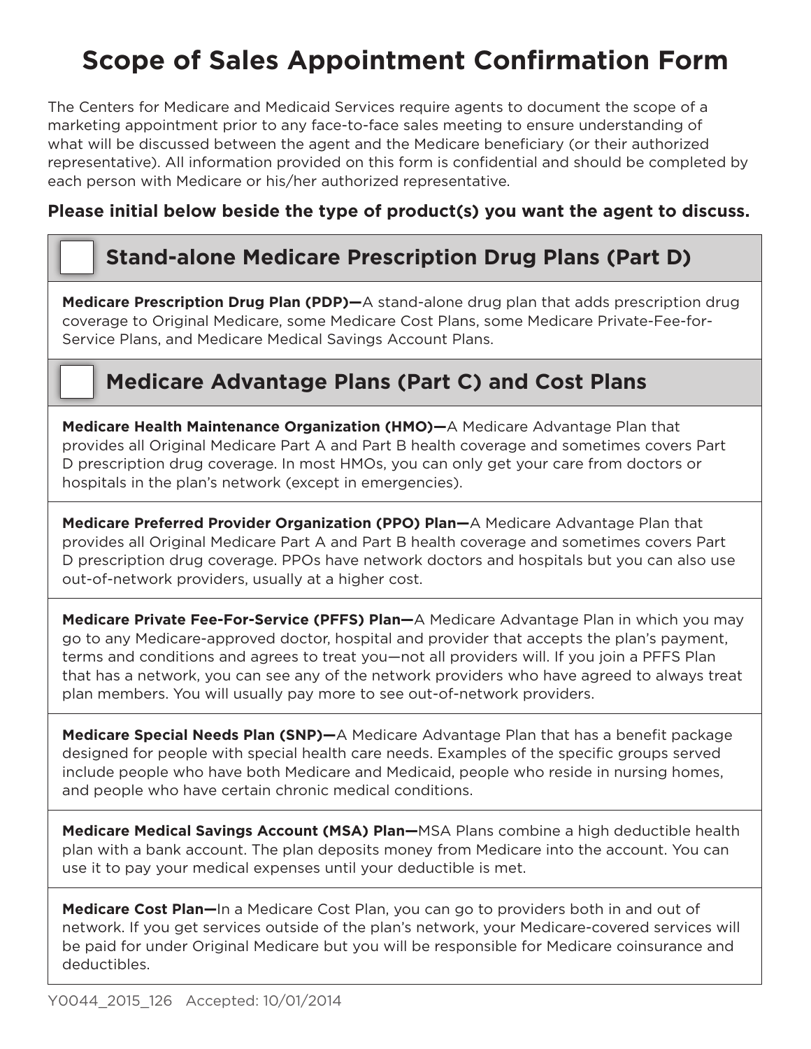# Scope of Sales Appointment Confirmation Form

The Centers for Medicare and Medicaid Services require agents to document the scope of a marketing appointment prior to any face-to-face sales meeting to ensure understanding of what will be discussed between the agent and the Medicare beneficiary (or their authorized representative). All information provided on this form is confidential and should be completed by each person with Medicare or his/her authorized representative.

**Please initial below beside the type of product(s) you want the agent to discuss.**

## ☐ Stand-alone Medicare Prescription Drug Plans (Part D)

**Medicare Prescription Drug Plan (PDP)—**A stand-alone drug plan that adds prescription drug coverage to Original Medicare, some Medicare Cost Plans, some Medicare Private-Fee-for-Service Plans, and Medicare Medical Savings Account Plans.

## ☐ Medicare Advantage Plans (Part C) and Cost Plans

**Medicare Health Maintenance Organization (HMO)—**A Medicare Advantage Plan that provides all Original Medicare Part A and Part B health coverage and sometimes covers Part D prescription drug coverage. In most HMOs, you can only get your care from doctors or hospitals in the plan's network (except in emergencies).

**Medicare Preferred Provider Organization (PPO) Plan—**A Medicare Advantage Plan that provides all Original Medicare Part A and Part B health coverage and sometimes covers Part D prescription drug coverage. PPOs have network doctors and hospitals but you can also use out-of-network providers, usually at a higher cost.

**Medicare Private Fee-For-Service (PFFS) Plan—**A Medicare Advantage Plan in which you may go to any Medicare-approved doctor, hospital and provider that accepts the plan's payment, terms and conditions and agrees to treat you—not all providers will. If you join a PFFS Plan that has a network, you can see any of the network providers who have agreed to always treat plan members. You will usually pay more to see out-of-network providers.

**Medicare Special Needs Plan (SNP)—**A Medicare Advantage Plan that has a benefit package designed for people with special health care needs. Examples of the specific groups served include people who have both Medicare and Medicaid, people who reside in nursing homes, and people who have certain chronic medical conditions.

**Medicare Medical Savings Account (MSA) Plan—**MSA Plans combine a high deductible health plan with a bank account. The plan deposits money from Medicare into the account. You can use it to pay your medical expenses until your deductible is met.

**Medicare Cost Plan—**In a Medicare Cost Plan, you can go to providers both in and out of network. If you get services outside of the plan's network, your Medicare-covered services will be paid for under Original Medicare but you will be responsible for Medicare coinsurance and deductibles.

Y0044_2015_126 Accepted: 10/01/2014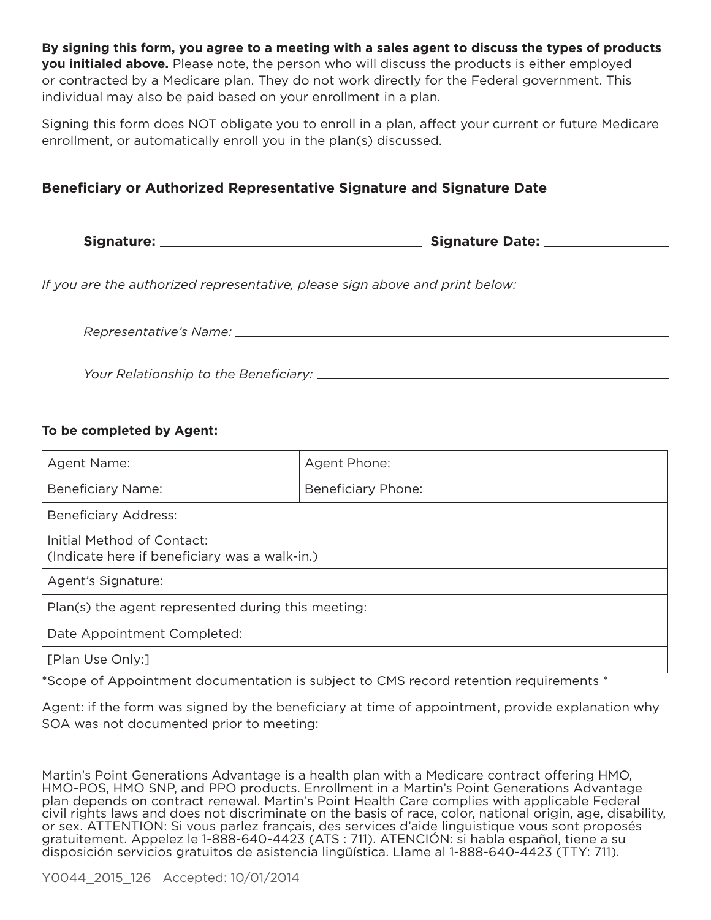**By signing this form, you agree to a meeting with a sales agent to discuss the types of products you initialed above.** Please note, the person who will discuss the products is either employed or contracted by a Medicare plan. They do not work directly for the Federal government. This individual may also be paid based on your enrollment in a plan.

Signing this form does NOT obligate you to enroll in a plan, affect your current or future Medicare enrollment, or automatically enroll you in the plan(s) discussed.

**Beneficiary or Authorized Representative Signature and Signature Date**

**Signature:** ______________________________ **Signature Date:** ______________

*If you are the authorized representative, please sign above and print below:*

*Representative's Name:* ______________________________________________

*Your Relationship to the Beneficiary:* ___________________________________

**To be completed by Agent:**

| | |
|---|---|
| Agent Name: | Agent Phone: |
| Beneficiary Name: | Beneficiary Phone: |
| Beneficiary Address: | |
| Initial Method of Contact: (Indicate here if beneficiary was a walk-in.) | |
| Agent's Signature: | |
| Plan(s) the agent represented during this meeting: | |
| Date Appointment Completed: | |
| [Plan Use Only:] | |

*Scope of Appointment documentation is subject to CMS record retention requirements *

Agent: if the form was signed by the beneficiary at time of appointment, provide explanation why SOA was not documented prior to meeting:

Martin's Point Generations Advantage is a health plan with a Medicare contract offering HMO, HMO-POS, HMO SNP, and PPO products. Enrollment in a Martin's Point Generations Advantage plan depends on contract renewal. Martin's Point Health Care complies with applicable Federal civil rights laws and does not discriminate on the basis of race, color, national origin, age, disability, or sex. ATTENTION: Si vous parlez français, des services d'aide linguistique vous sont proposés gratuitement. Appelez le 1-888-640-4423 (ATS : 711). ATENCIÓN: si habla español, tiene a su disposición servicios gratuitos de asistencia lingüística. Llame al 1-888-640-4423 (TTY: 711).

Y0044_2015_126 Accepted: 10/01/2014